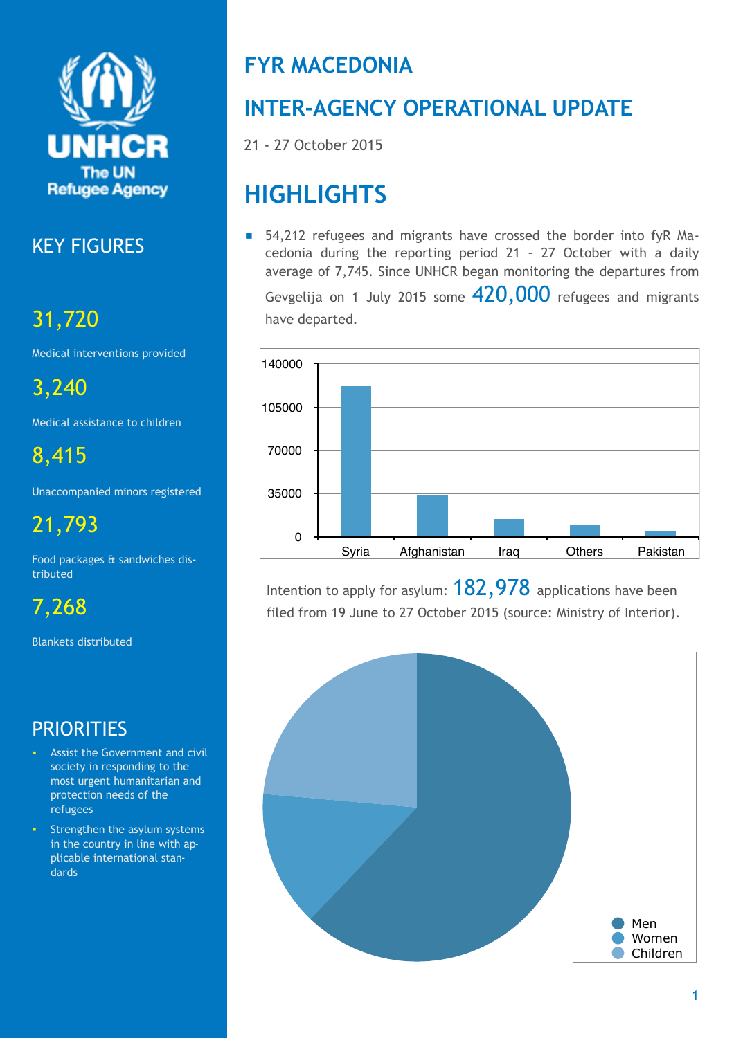# FYR MACEDONIA

# INTER-AGENCY OPERATIONAL UPDATE

21 - 27 October 2015

## KEY FIGURES

**31,720**

Medical interventions provided

**3,240**

Medical assistance to children

**8,415**

Unaccompanied minors registered

**21,793**

Food packages & sandwiches distributed

**7,268**

Blankets distributed

## PRIORITIES

- Assist the Government and civil society in responding to the most urgent humanitarian and protection needs of the refugees
- Strengthen the asylum systems in the country in line with applicable international standards

## HIGHLIGHTS

- 54,212 refugees and migrants have crossed the border into fyR Macedonia during the reporting period 21 – 27 October with a daily average of 7,745. Since UNHCR began monitoring the departures from Gevgelija on 1 July 2015 some **420,000** refugees and migrants have departed.

Intention to apply for asylum: **182,978** applications have been filed from 19 June to 27 October 2015 (source: Ministry of Interior).

Men

Women

Children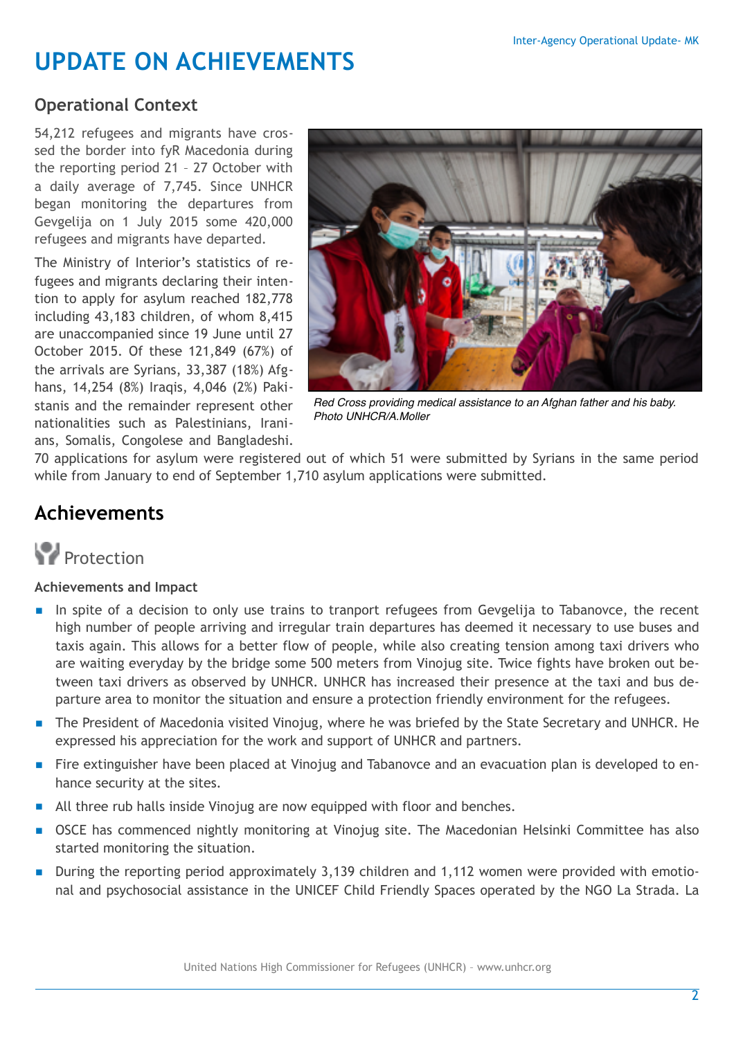# UPDATE ON ACHIEVEMENTS

## Operational Context

54,212 refugees and migrants have crossed the border into fyR Macedonia during the reporting period 21 – 27 October with a daily average of 7,745. Since UNHCR began monitoring the departures from Gevgelija on 1 July 2015 some 420,000 refugees and migrants have departed.

The Ministry of Interior's statistics of refugees and migrants declaring their intention to apply for asylum reached 182,778 including 43,183 children, of whom 8,415 are unaccompanied since 19 June until 27 October 2015. Of these 121,849 (67%) of the arrivals are Syrians, 33,387 (18%) Afghans, 14,254 (8%) Iraqis, 4,046 (2%) Pakistanis and the remainder represent other nationalities such as Palestinians, Iranians, Somalis, Congolese and Bangladeshi. 70 applications for asylum were registered out of which 51 were submitted by Syrians in the same period while from January to end of September 1,710 asylum applications were submitted.

*Red Cross providing medical assistance to an Afghan father and his baby. Photo UNHCR/A.Moller*

## Achievements

### Protection

**Achievements and Impact**

- In spite of a decision to only use trains to tranport refugees from Gevgelija to Tabanovce, the recent high number of people arriving and irregular train departures has deemed it necessary to use buses and taxis again. This allows for a better flow of people, while also creating tension among taxi drivers who are waiting everyday by the bridge some 500 meters from Vinojug site. Twice fights have broken out between taxi drivers as observed by UNHCR. UNHCR has increased their presence at the taxi and bus departure area to monitor the situation and ensure a protection friendly environment for the refugees.
- The President of Macedonia visited Vinojug, where he was briefed by the State Secretary and UNHCR. He expressed his appreciation for the work and support of UNHCR and partners.
- Fire extinguisher have been placed at Vinojug and Tabanovce and an evacuation plan is developed to enhance security at the sites.
- All three rub halls inside Vinojug are now equipped with floor and benches.
- OSCE has commenced nightly monitoring at Vinojug site. The Macedonian Helsinki Committee has also started monitoring the situation.
- During the reporting period approximately 3,139 children and 1,112 women were provided with emotional and psychosocial assistance in the UNICEF Child Friendly Spaces operated by the NGO La Strada. La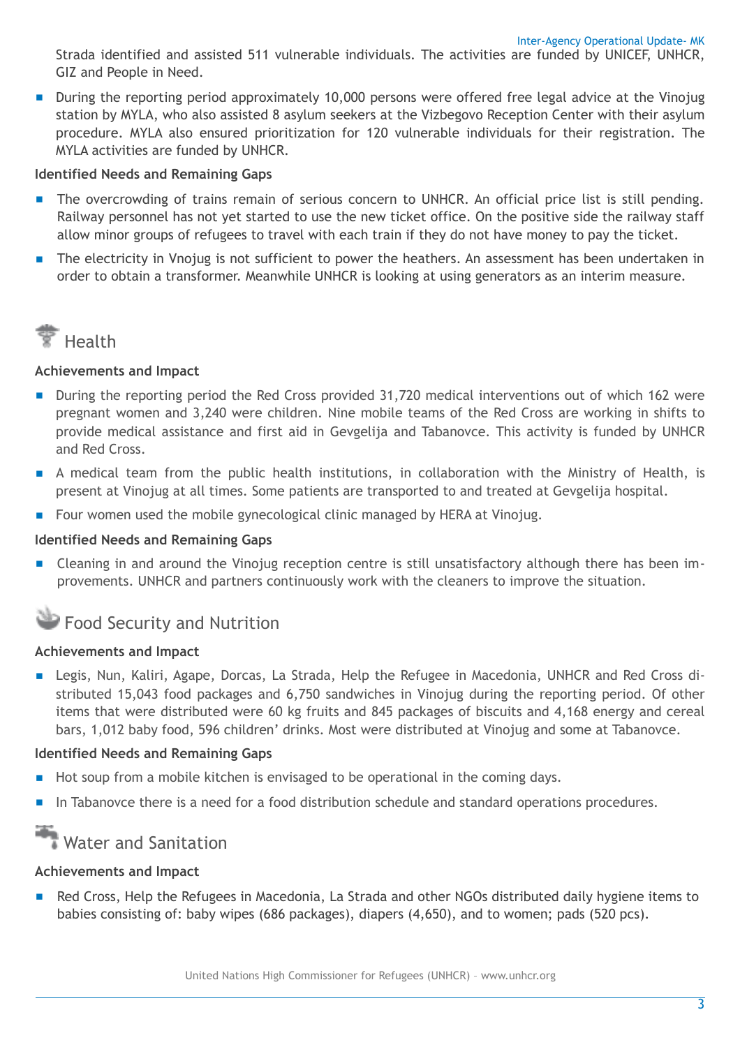Strada identified and assisted 511 vulnerable individuals. The activities are funded by UNICEF, UNHCR, GIZ and People in Need.

- During the reporting period approximately 10,000 persons were offered free legal advice at the Vinojug station by MYLA, who also assisted 8 asylum seekers at the Vizbegovo Reception Center with their asylum procedure. MYLA also ensured prioritization for 120 vulnerable individuals for their registration. The MYLA activities are funded by UNHCR.

**Identified Needs and Remaining Gaps**

- The overcrowding of trains remain of serious concern to UNHCR. An official price list is still pending. Railway personnel has not yet started to use the new ticket office. On the positive side the railway staff allow minor groups of refugees to travel with each train if they do not have money to pay the ticket.
- The electricity in Vnojug is not sufficient to power the heathers. An assessment has been undertaken in order to obtain a transformer. Meanwhile UNHCR is looking at using generators as an interim measure.

## Health

**Achievements and Impact**

- During the reporting period the Red Cross provided 31,720 medical interventions out of which 162 were pregnant women and 3,240 were children. Nine mobile teams of the Red Cross are working in shifts to provide medical assistance and first aid in Gevgelija and Tabanovce. This activity is funded by UNHCR and Red Cross.
- A medical team from the public health institutions, in collaboration with the Ministry of Health, is present at Vinojug at all times. Some patients are transported to and treated at Gevgelija hospital.
- Four women used the mobile gynecological clinic managed by HERA at Vinojug.

**Identified Needs and Remaining Gaps**

- Cleaning in and around the Vinojug reception centre is still unsatisfactory although there has been improvements. UNHCR and partners continuously work with the cleaners to improve the situation.

## Food Security and Nutrition

**Achievements and Impact**

- Legis, Nun, Kaliri, Agape, Dorcas, La Strada, Help the Refugee in Macedonia, UNHCR and Red Cross distributed 15,043 food packages and 6,750 sandwiches in Vinojug during the reporting period. Of other items that were distributed were 60 kg fruits and 845 packages of biscuits and 4,168 energy and cereal bars, 1,012 baby food, 596 children' drinks. Most were distributed at Vinojug and some at Tabanovce.

**Identified Needs and Remaining Gaps**

- Hot soup from a mobile kitchen is envisaged to be operational in the coming days.
- In Tabanovce there is a need for a food distribution schedule and standard operations procedures.

## Water and Sanitation

**Achievements and Impact**

- Red Cross, Help the Refugees in Macedonia, La Strada and other NGOs distributed daily hygiene items to babies consisting of: baby wipes (686 packages), diapers (4,650), and to women; pads (520 pcs).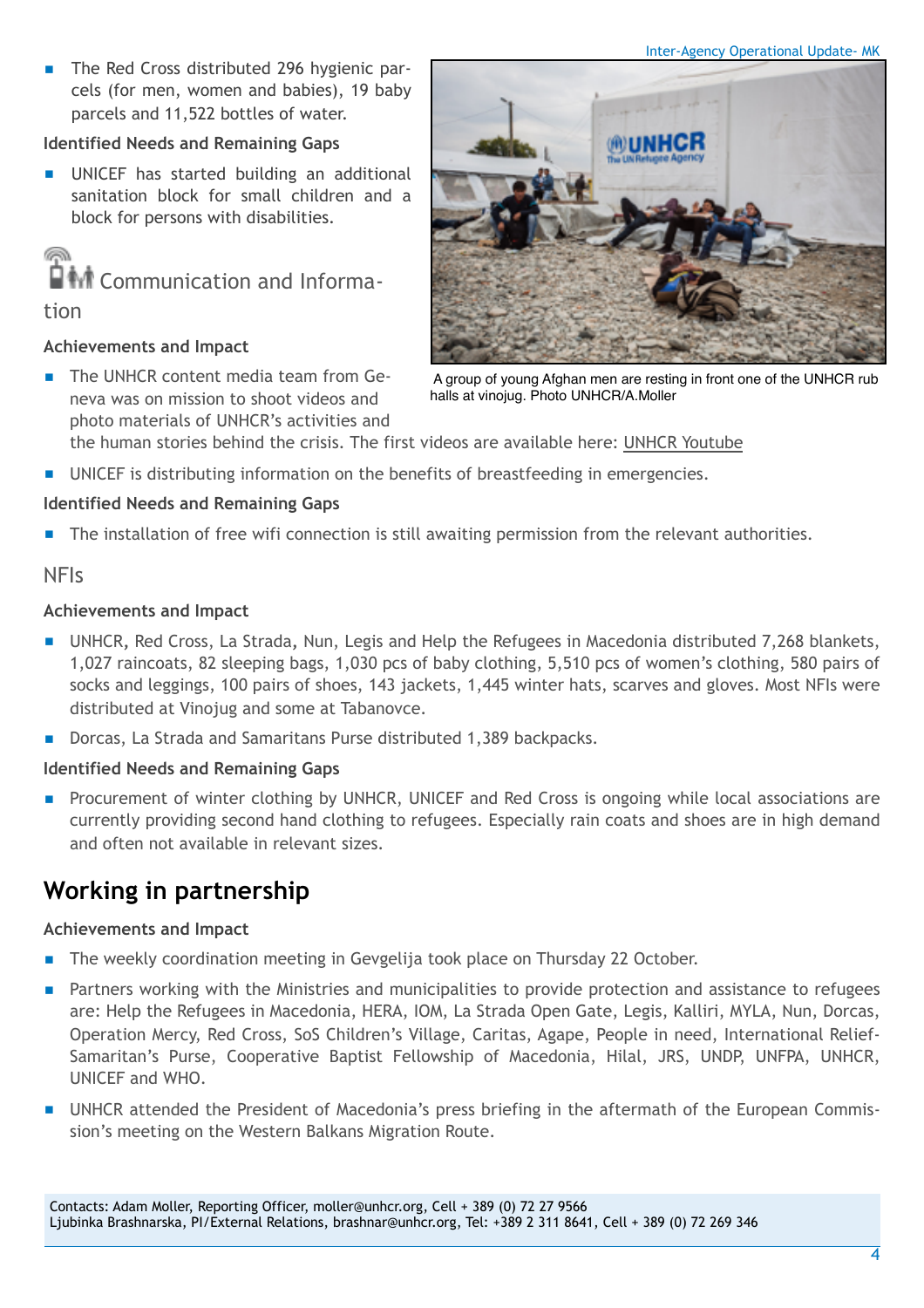- The Red Cross distributed 296 hygienic parcels (for men, women and babies), 19 baby parcels and 11,522 bottles of water.

**Identified Needs and Remaining Gaps**

- UNICEF has started building an additional sanitation block for small children and a block for persons with disabilities.

## Communication and Information

**Achievements and Impact**

- The UNHCR content media team from Geneva was on mission to shoot videos and photo materials of UNHCR's activities and the human stories behind the crisis. The first videos are available here: UNHCR Youtube
- UNICEF is distributing information on the benefits of breastfeeding in emergencies.

A group of young Afghan men are resting in front one of the UNHCR rub halls at vinojug. Photo UNHCR/A.Moller

**Identified Needs and Remaining Gaps**

- The installation of free wifi connection is still awaiting permission from the relevant authorities.

## NFIs

**Achievements and Impact**

- UNHCR, Red Cross, La Strada, Nun, Legis and Help the Refugees in Macedonia distributed 7,268 blankets, 1,027 raincoats, 82 sleeping bags, 1,030 pcs of baby clothing, 5,510 pcs of women's clothing, 580 pairs of socks and leggings, 100 pairs of shoes, 143 jackets, 1,445 winter hats, scarves and gloves. Most NFIs were distributed at Vinojug and some at Tabanovce.
- Dorcas, La Strada and Samaritans Purse distributed 1,389 backpacks.

**Identified Needs and Remaining Gaps**

- Procurement of winter clothing by UNHCR, UNICEF and Red Cross is ongoing while local associations are currently providing second hand clothing to refugees. Especially rain coats and shoes are in high demand and often not available in relevant sizes.

# Working in partnership

**Achievements and Impact**

- The weekly coordination meeting in Gevgelija took place on Thursday 22 October.
- Partners working with the Ministries and municipalities to provide protection and assistance to refugees are: Help the Refugees in Macedonia, HERA, IOM, La Strada Open Gate, Legis, Kalliri, MYLA, Nun, Dorcas, Operation Mercy, Red Cross, SoS Children's Village, Caritas, Agape, People in need, International Relief-Samaritan's Purse, Cooperative Baptist Fellowship of Macedonia, Hilal, JRS, UNDP, UNFPA, UNHCR, UNICEF and WHO.
- UNHCR attended the President of Macedonia's press briefing in the aftermath of the European Commission's meeting on the Western Balkans Migration Route.

Contacts: Adam Moller, Reporting Officer, moller@unhcr.org, Cell + 389 (0) 72 27 9566
Ljubinka Brashnarska, PI/External Relations, brashnar@unhcr.org, Tel: +389 2 311 8641, Cell + 389 (0) 72 269 346